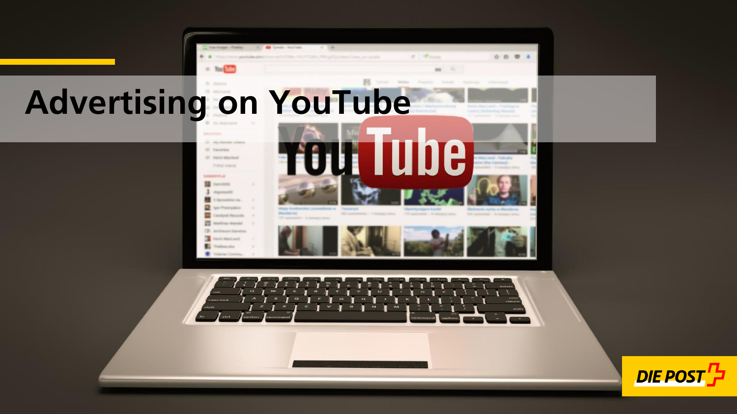# Advertising on YouTube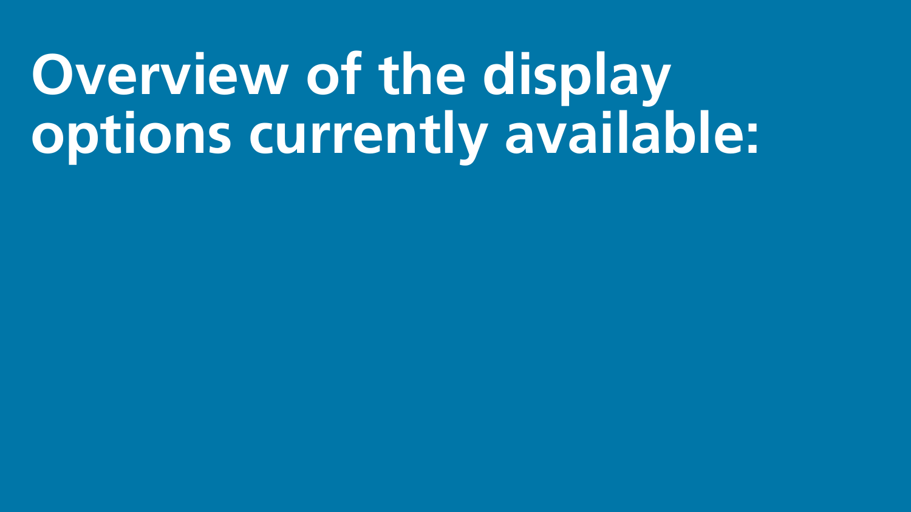# Overview of the display options currently available: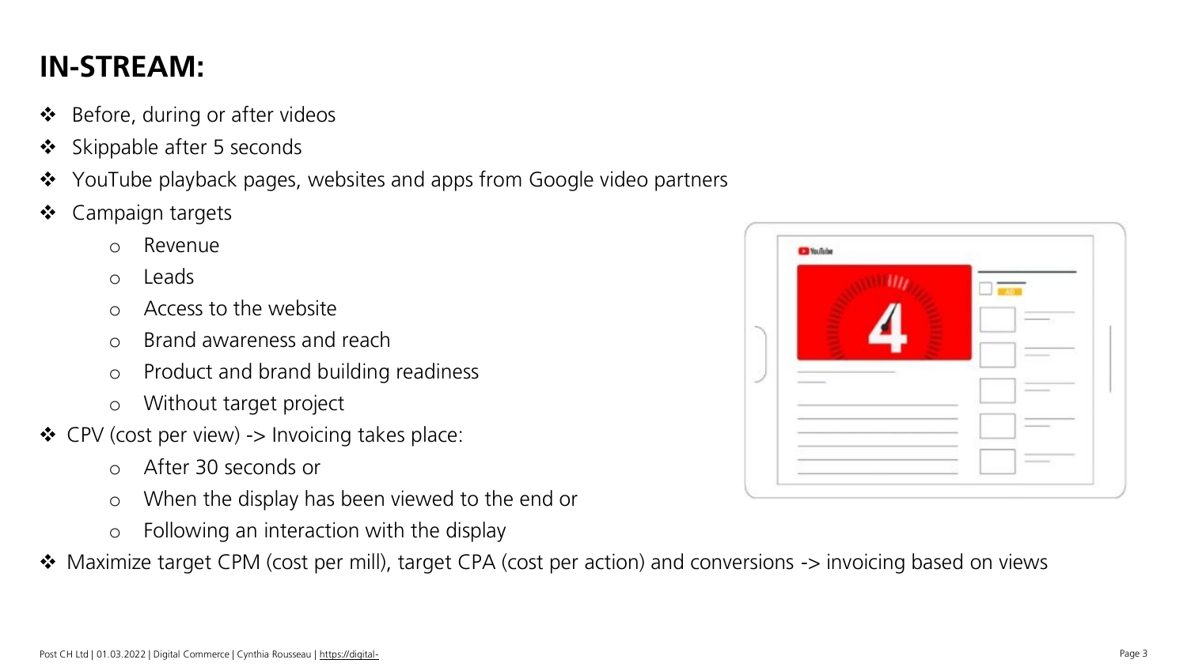# IN-STREAM:

- Before, during or after videos
- Skippable after 5 seconds
- YouTube playback pages, websites and apps from Google video partners
- Campaign targets
  - Revenue
  - Leads
  - Access to the website
  - Brand awareness and reach
  - Product and brand building readiness
  - Without target project
- CPV (cost per view) -> Invoicing takes place:
  - After 30 seconds or
  - When the display has been viewed to the end or
  - Following an interaction with the display
- Maximize target CPM (cost per mill), target CPA (cost per action) and conversions -> invoicing based on views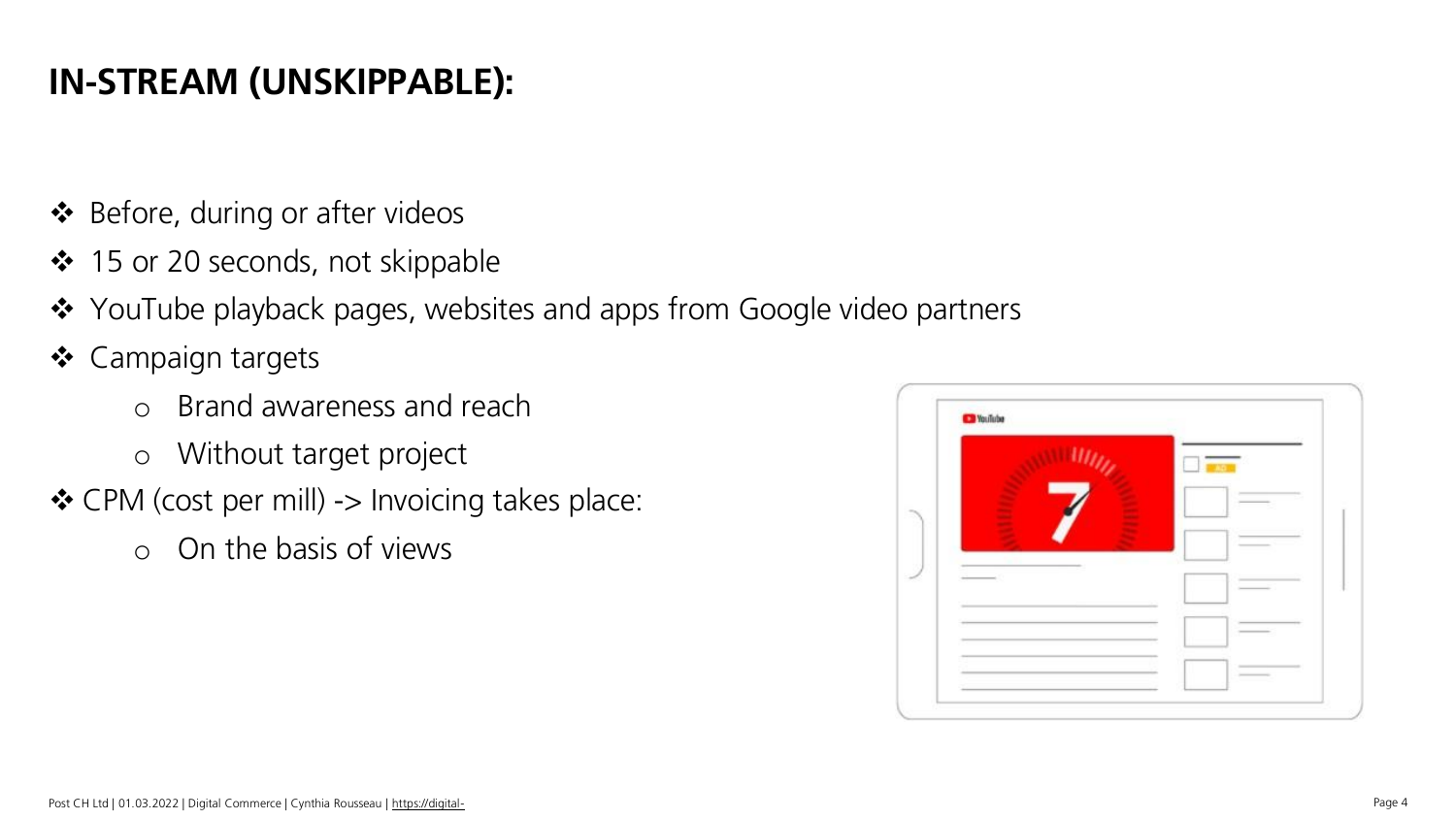# IN-STREAM (UNSKIPPABLE):

- Before, during or after videos
- 15 or 20 seconds, not skippable
- YouTube playback pages, websites and apps from Google video partners
- Campaign targets
  - Brand awareness and reach
  - Without target project
- CPM (cost per mill) -> Invoicing takes place:
  - On the basis of views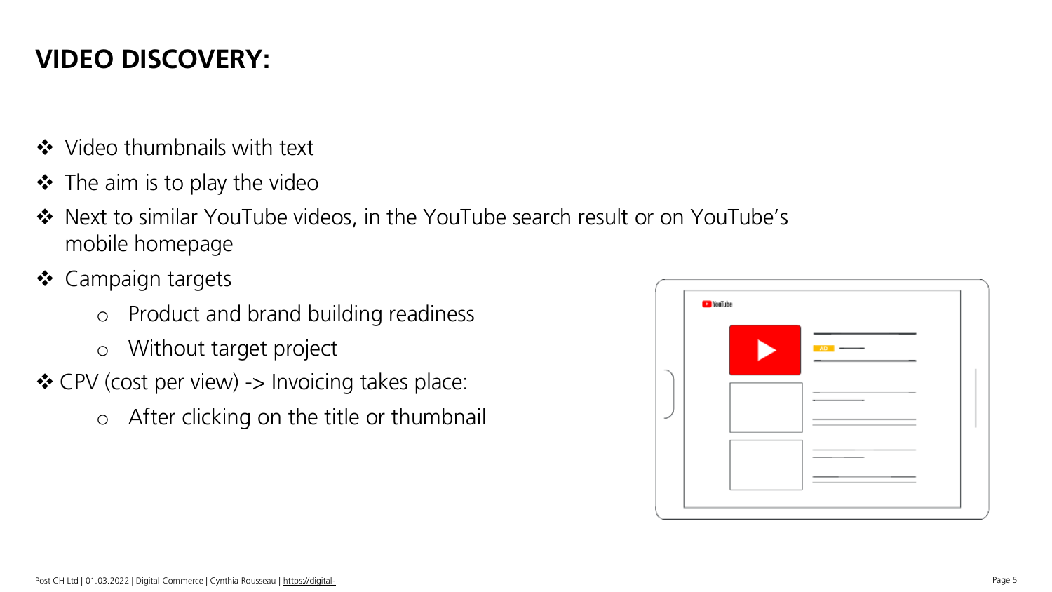# VIDEO DISCOVERY:

- Video thumbnails with text
- The aim is to play the video
- Next to similar YouTube videos, in the YouTube search result or on YouTube's mobile homepage
- Campaign targets
  - Product and brand building readiness
  - Without target project
- CPV (cost per view) -> Invoicing takes place:
  - After clicking on the title or thumbnail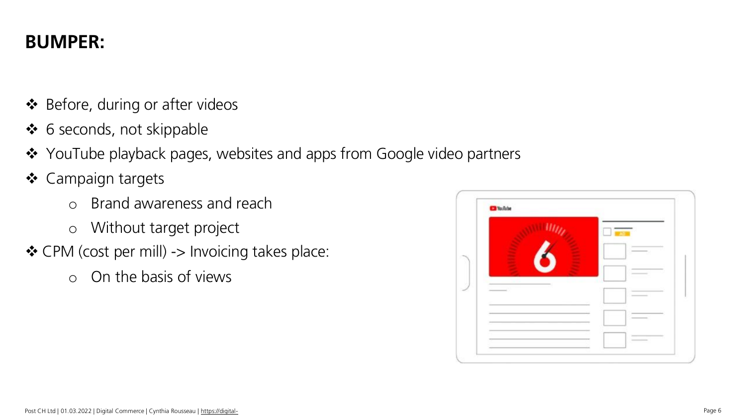## BUMPER:

- Before, during or after videos
- 6 seconds, not skippable
- YouTube playback pages, websites and apps from Google video partners
- Campaign targets
  - Brand awareness and reach
  - Without target project
- CPM (cost per mill) -> Invoicing takes place:
  - On the basis of views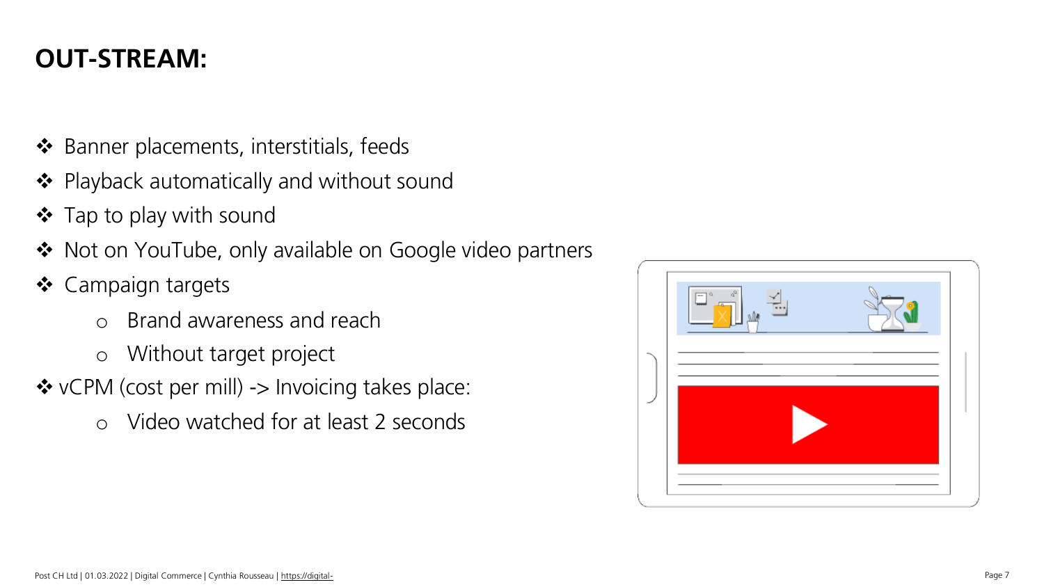## OUT-STREAM:

- Banner placements, interstitials, feeds
- Playback automatically and without sound
- Tap to play with sound
- Not on YouTube, only available on Google video partners
- Campaign targets
  - Brand awareness and reach
  - Without target project
- vCPM (cost per mill) -> Invoicing takes place:
  - Video watched for at least 2 seconds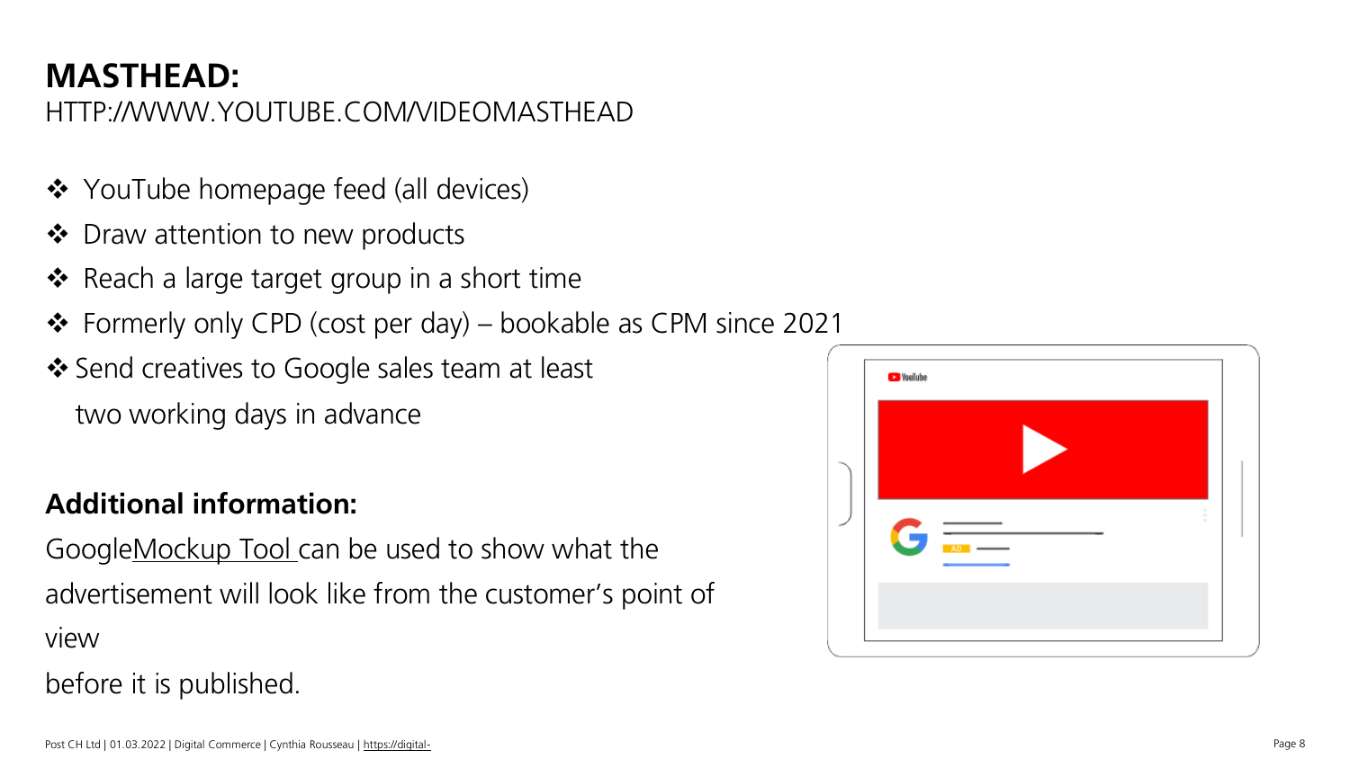# MASTHEAD:

HTTP://WWW.YOUTUBE.COM/VIDEOMASTHEAD

- YouTube homepage feed (all devices)
- Draw attention to new products
- Reach a large target group in a short time
- Formerly only CPD (cost per day) – bookable as CPM since 2021
- Send creatives to Google sales team at least two working days in advance

**Additional information:**

GoogleMockup Tool can be used to show what the advertisement will look like from the customer's point of view before it is published.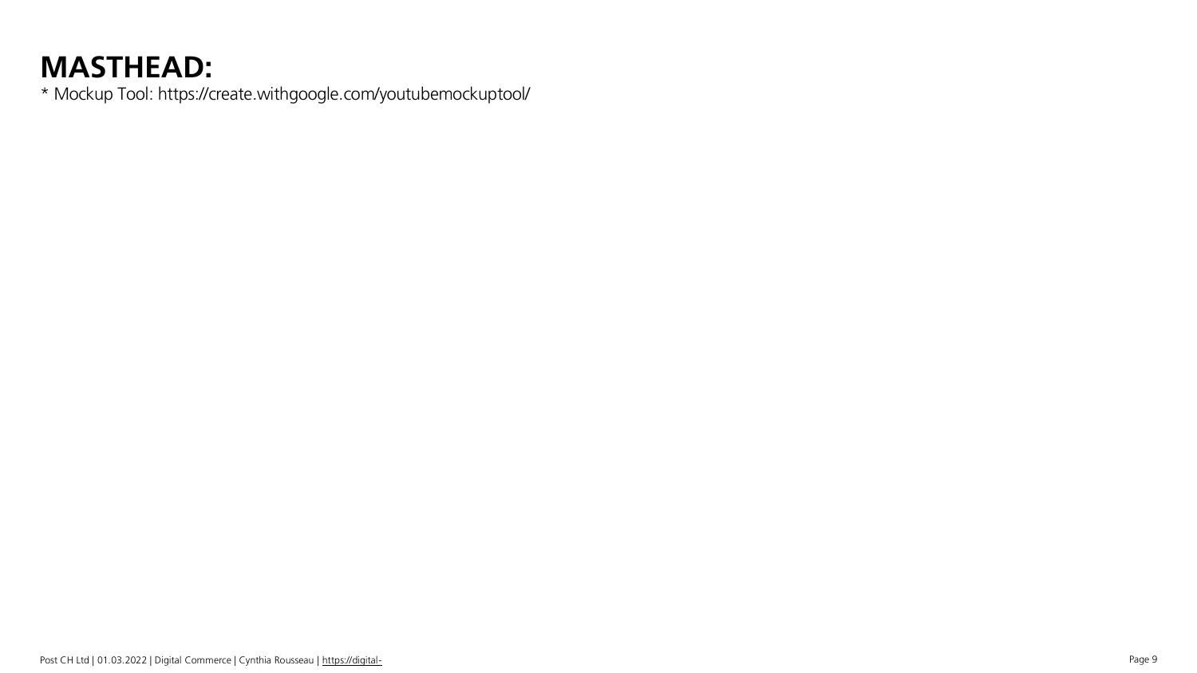# MASTHEAD:

* Mockup Tool: https://create.withgoogle.com/youtubemockuptool/